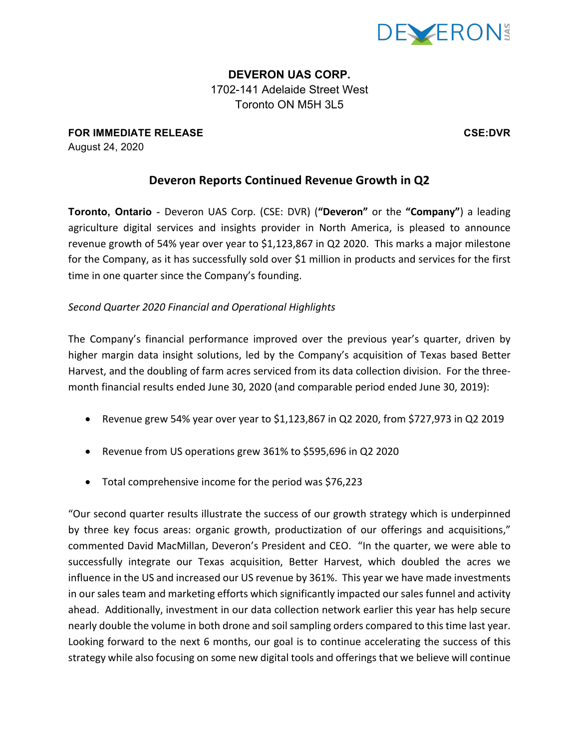**DEVERON UAS CORP.**
1702-141 Adelaide Street West
Toronto ON M5H 3L5

**FOR IMMEDIATE RELEASE** **CSE:DVR**
August 24, 2020

## Deveron Reports Continued Revenue Growth in Q2

**Toronto, Ontario** - Deveron UAS Corp. (CSE: DVR) (**"Deveron"** or the **"Company"**) a leading agriculture digital services and insights provider in North America, is pleased to announce revenue growth of 54% year over year to $1,123,867 in Q2 2020. This marks a major milestone for the Company, as it has successfully sold over $1 million in products and services for the first time in one quarter since the Company's founding.

*Second Quarter 2020 Financial and Operational Highlights*

The Company's financial performance improved over the previous year's quarter, driven by higher margin data insight solutions, led by the Company's acquisition of Texas based Better Harvest, and the doubling of farm acres serviced from its data collection division. For the three-month financial results ended June 30, 2020 (and comparable period ended June 30, 2019):

- Revenue grew 54% year over year to $1,123,867 in Q2 2020, from $727,973 in Q2 2019
- Revenue from US operations grew 361% to $595,696 in Q2 2020
- Total comprehensive income for the period was $76,223

"Our second quarter results illustrate the success of our growth strategy which is underpinned by three key focus areas: organic growth, productization of our offerings and acquisitions," commented David MacMillan, Deveron's President and CEO. "In the quarter, we were able to successfully integrate our Texas acquisition, Better Harvest, which doubled the acres we influence in the US and increased our US revenue by 361%. This year we have made investments in our sales team and marketing efforts which significantly impacted our sales funnel and activity ahead. Additionally, investment in our data collection network earlier this year has help secure nearly double the volume in both drone and soil sampling orders compared to this time last year. Looking forward to the next 6 months, our goal is to continue accelerating the success of this strategy while also focusing on some new digital tools and offerings that we believe will continue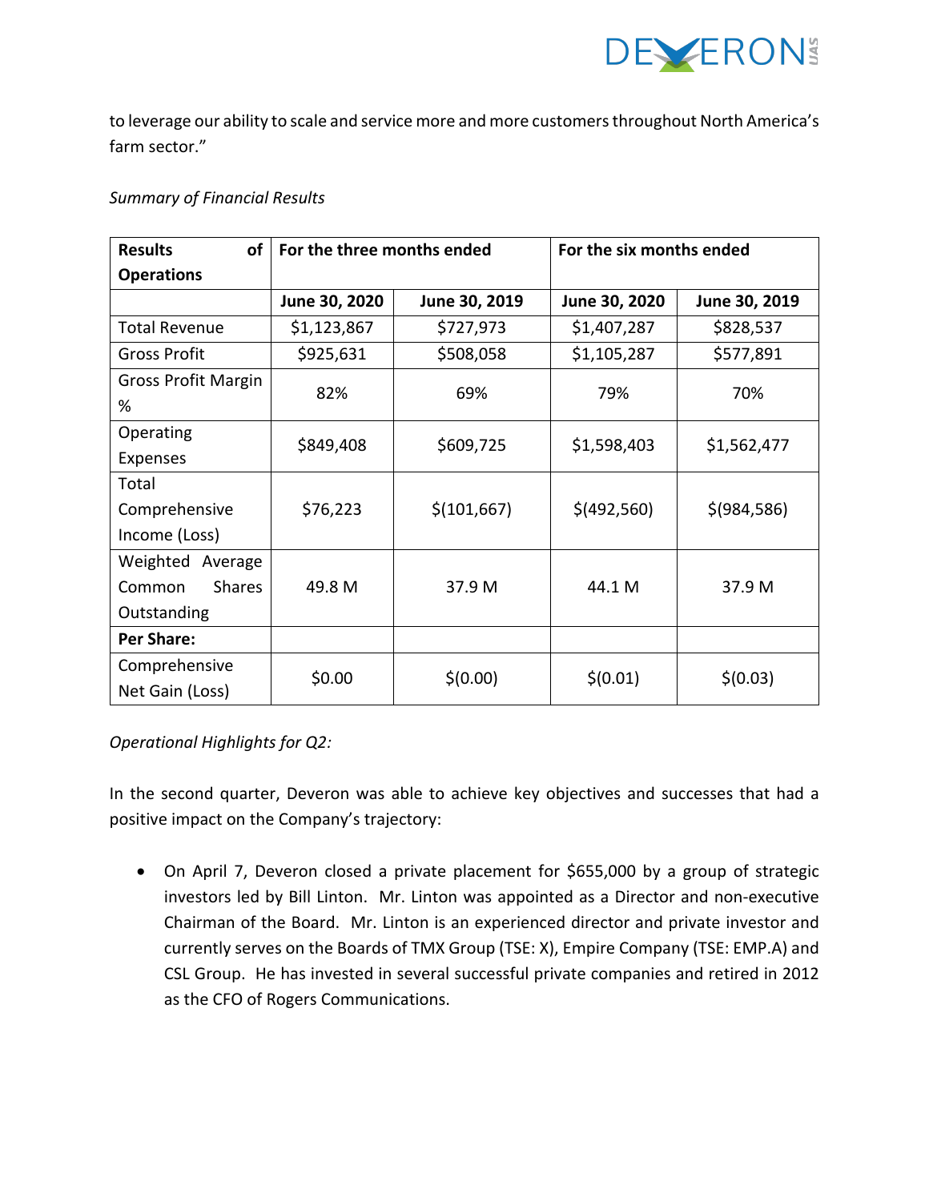to leverage our ability to scale and service more and more customers throughout North America's farm sector."

*Summary of Financial Results*

| **Results of Operations** | **For the three months ended** | | **For the six months ended** | |
|---|---|---|---|---|
| | **June 30, 2020** | **June 30, 2019** | **June 30, 2020** | **June 30, 2019** |
| Total Revenue | $1,123,867 | $727,973 | $1,407,287 | $828,537 |
| Gross Profit | $925,631 | $508,058 | $1,105,287 | $577,891 |
| Gross Profit Margin % | 82% | 69% | 79% | 70% |
| Operating Expenses | $849,408 | $609,725 | $1,598,403 | $1,562,477 |
| Total Comprehensive Income (Loss) | $76,223 | $(101,667) | $(492,560) | $(984,586) |
| Weighted Average Common Shares Outstanding | 49.8 M | 37.9 M | 44.1 M | 37.9 M |
| **Per Share:** | | | | |
| Comprehensive Net Gain (Loss) | $0.00 | $(0.00) | $(0.01) | $(0.03) |

*Operational Highlights for Q2:*

In the second quarter, Deveron was able to achieve key objectives and successes that had a positive impact on the Company's trajectory:

- On April 7, Deveron closed a private placement for $655,000 by a group of strategic investors led by Bill Linton. Mr. Linton was appointed as a Director and non-executive Chairman of the Board. Mr. Linton is an experienced director and private investor and currently serves on the Boards of TMX Group (TSE: X), Empire Company (TSE: EMP.A) and CSL Group. He has invested in several successful private companies and retired in 2012 as the CFO of Rogers Communications.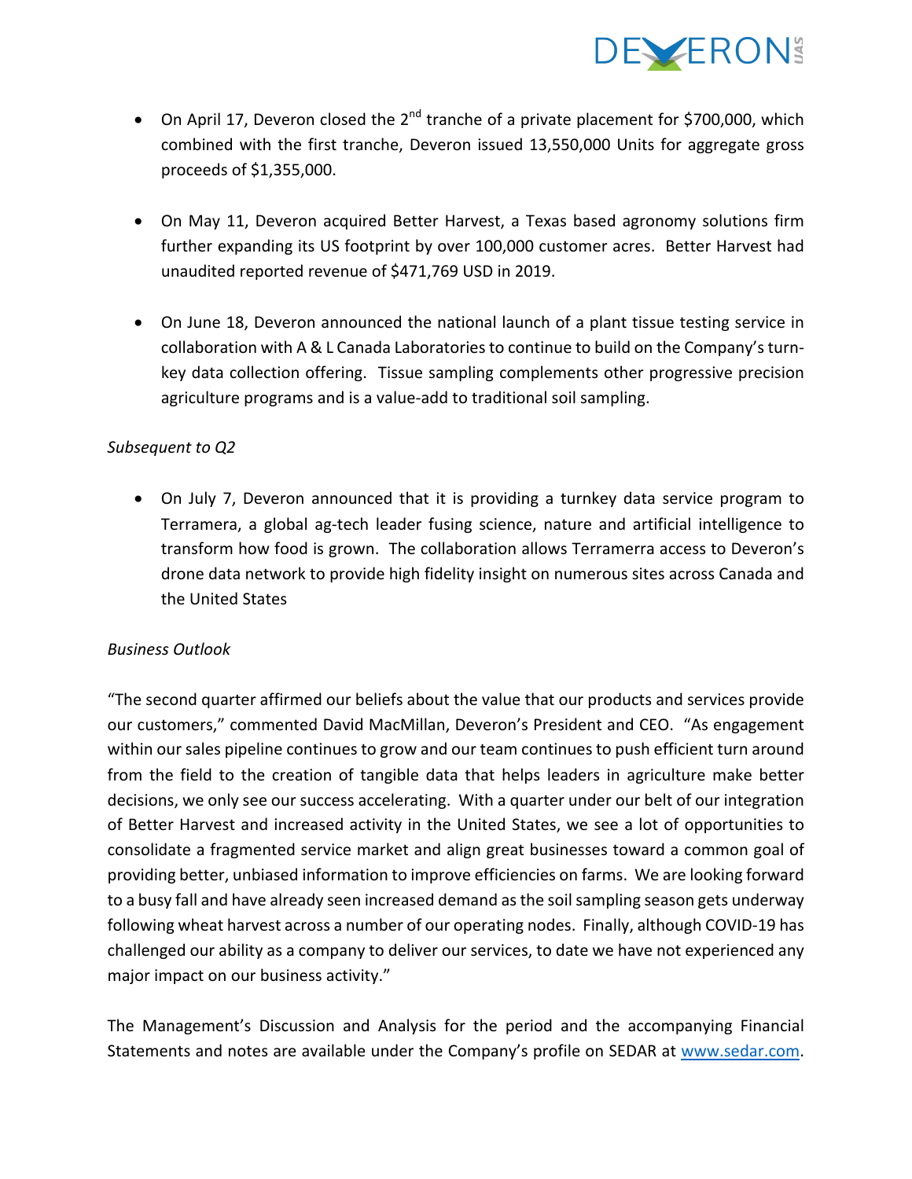- On April 17, Deveron closed the 2nd tranche of a private placement for $700,000, which combined with the first tranche, Deveron issued 13,550,000 Units for aggregate gross proceeds of $1,355,000.

- On May 11, Deveron acquired Better Harvest, a Texas based agronomy solutions firm further expanding its US footprint by over 100,000 customer acres. Better Harvest had unaudited reported revenue of $471,769 USD in 2019.

- On June 18, Deveron announced the national launch of a plant tissue testing service in collaboration with A & L Canada Laboratories to continue to build on the Company's turn-key data collection offering. Tissue sampling complements other progressive precision agriculture programs and is a value-add to traditional soil sampling.

*Subsequent to Q2*

- On July 7, Deveron announced that it is providing a turnkey data service program to Terramera, a global ag-tech leader fusing science, nature and artificial intelligence to transform how food is grown. The collaboration allows Terramerra access to Deveron's drone data network to provide high fidelity insight on numerous sites across Canada and the United States

*Business Outlook*

"The second quarter affirmed our beliefs about the value that our products and services provide our customers," commented David MacMillan, Deveron's President and CEO. "As engagement within our sales pipeline continues to grow and our team continues to push efficient turn around from the field to the creation of tangible data that helps leaders in agriculture make better decisions, we only see our success accelerating. With a quarter under our belt of our integration of Better Harvest and increased activity in the United States, we see a lot of opportunities to consolidate a fragmented service market and align great businesses toward a common goal of providing better, unbiased information to improve efficiencies on farms. We are looking forward to a busy fall and have already seen increased demand as the soil sampling season gets underway following wheat harvest across a number of our operating nodes. Finally, although COVID-19 has challenged our ability as a company to deliver our services, to date we have not experienced any major impact on our business activity."

The Management's Discussion and Analysis for the period and the accompanying Financial Statements and notes are available under the Company's profile on SEDAR at [www.sedar.com](www.sedar.com).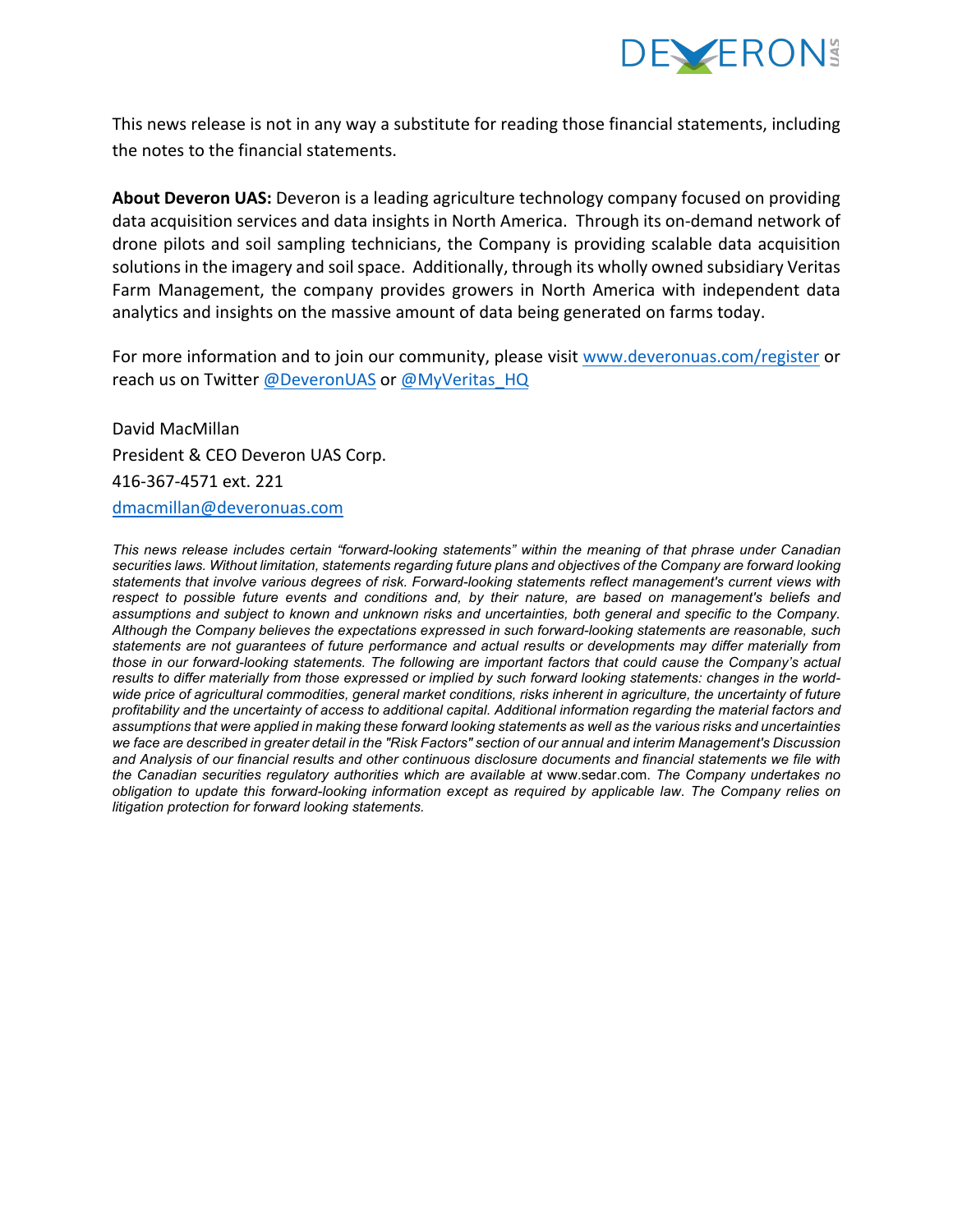This news release is not in any way a substitute for reading those financial statements, including the notes to the financial statements.

**About Deveron UAS:** Deveron is a leading agriculture technology company focused on providing data acquisition services and data insights in North America. Through its on-demand network of drone pilots and soil sampling technicians, the Company is providing scalable data acquisition solutions in the imagery and soil space. Additionally, through its wholly owned subsidiary Veritas Farm Management, the company provides growers in North America with independent data analytics and insights on the massive amount of data being generated on farms today.

For more information and to join our community, please visit [www.deveronuas.com/register](www.deveronuas.com/register) or reach us on Twitter @DeveronUAS or @MyVeritas_HQ

David MacMillan
President & CEO Deveron UAS Corp.
416-367-4571 ext. 221
dmacmillan@deveronuas.com

*This news release includes certain "forward-looking statements" within the meaning of that phrase under Canadian securities laws. Without limitation, statements regarding future plans and objectives of the Company are forward looking statements that involve various degrees of risk. Forward-looking statements reflect management's current views with respect to possible future events and conditions and, by their nature, are based on management's beliefs and assumptions and subject to known and unknown risks and uncertainties, both general and specific to the Company. Although the Company believes the expectations expressed in such forward-looking statements are reasonable, such statements are not guarantees of future performance and actual results or developments may differ materially from those in our forward-looking statements. The following are important factors that could cause the Company's actual results to differ materially from those expressed or implied by such forward looking statements: changes in the world-wide price of agricultural commodities, general market conditions, risks inherent in agriculture, the uncertainty of future profitability and the uncertainty of access to additional capital. Additional information regarding the material factors and assumptions that were applied in making these forward looking statements as well as the various risks and uncertainties we face are described in greater detail in the "Risk Factors" section of our annual and interim Management's Discussion and Analysis of our financial results and other continuous disclosure documents and financial statements we file with the Canadian securities regulatory authorities which are available at* www.sedar.com. *The Company undertakes no obligation to update this forward-looking information except as required by applicable law. The Company relies on litigation protection for forward looking statements.*